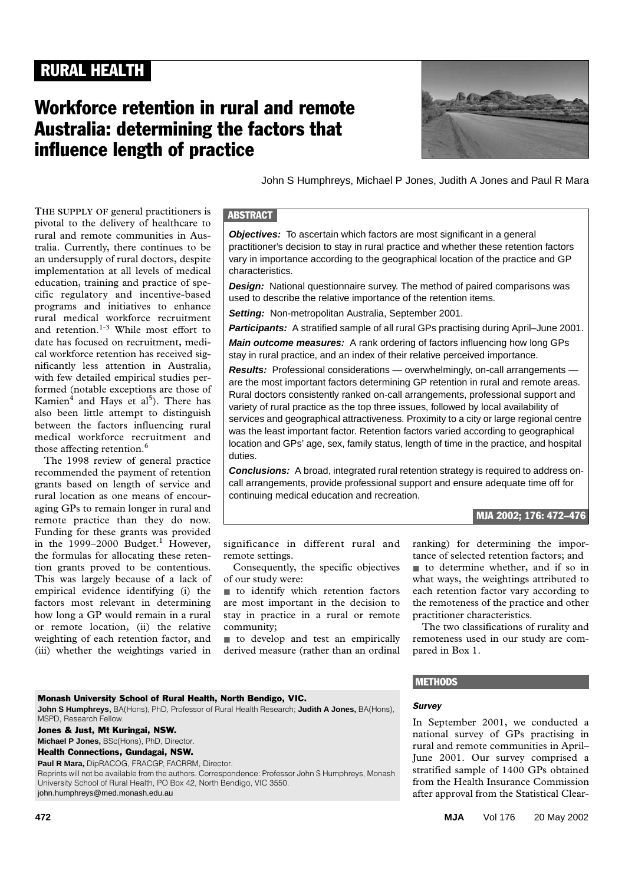RURAL HEALTH

# Workforce retention in rural and remote Australia: determining the factors that influence length of practice

John S Humphreys, Michael P Jones, Judith A Jones and Paul R Mara

## ABSTRACT

***Objectives:*** To ascertain which factors are most significant in a general practitioner's decision to stay in rural practice and whether these retention factors vary in importance according to the geographical location of the practice and GP characteristics.

***Design:*** National questionnaire survey. The method of paired comparisons was used to describe the relative importance of the retention items.

***Setting:*** Non-metropolitan Australia, September 2001.

***Participants:*** A stratified sample of all rural GPs practising during April–June 2001.

***Main outcome measures:*** A rank ordering of factors influencing how long GPs stay in rural practice, and an index of their relative perceived importance.

***Results:*** Professional considerations — overwhelmingly, on-call arrangements — are the most important factors determining GP retention in rural and remote areas. Rural doctors consistently ranked on-call arrangements, professional support and variety of rural practice as the top three issues, followed by local availability of services and geographical attractiveness. Proximity to a city or large regional centre was the least important factor. Retention factors varied according to geographical location and GPs' age, sex, family status, length of time in the practice, and hospital duties.

***Conclusions:*** A broad, integrated rural retention strategy is required to address on-call arrangements, provide professional support and ensure adequate time off for continuing medical education and recreation.

MJA 2002; 176: 472–476

THE SUPPLY OF general practitioners is pivotal to the delivery of healthcare to rural and remote communities in Australia. Currently, there continues to be an undersupply of rural doctors, despite implementation at all levels of medical education, training and practice of specific regulatory and incentive-based programs and initiatives to enhance rural medical workforce recruitment and retention.[1-3] While most effort to date has focused on recruitment, medical workforce retention has received significantly less attention in Australia, with few detailed empirical studies performed (notable exceptions are those of Kamien[4] and Hays et al[5]). There has also been little attempt to distinguish between the factors influencing rural medical workforce recruitment and those affecting retention.[6]

The 1998 review of general practice recommended the payment of retention grants based on length of service and rural location as one means of encouraging GPs to remain longer in rural and remote practice than they do now. Funding for these grants was provided in the 1999–2000 Budget.[1] However, the formulas for allocating these retention grants proved to be contentious. This was largely because of a lack of empirical evidence identifying (i) the factors most relevant in determining how long a GP would remain in a rural or remote location, (ii) the relative weighting of each retention factor, and (iii) whether the weightings varied in significance in different rural and remote settings.

Consequently, the specific objectives of our study were:

- to identify which retention factors are most important in the decision to stay in practice in a rural or remote community;
- to develop and test an empirically derived measure (rather than an ordinal ranking) for determining the importance of selected retention factors; and
- to determine whether, and if so in what ways, the weightings attributed to each retention factor vary according to the remoteness of the practice and other practitioner characteristics.

The two classifications of rurality and remoteness used in our study are compared in Box 1.

## METHODS

### Survey

In September 2001, we conducted a national survey of GPs practising in rural and remote communities in April–June 2001. Our survey comprised a stratified sample of 1400 GPs obtained from the Health Insurance Commission after approval from the Statistical Clear-

**Monash University School of Rural Health, North Bendigo, VIC.**
**John S Humphreys,** BA(Hons), PhD, Professor of Rural Health Research; **Judith A Jones,** BA(Hons), MSPD, Research Fellow.
**Jones & Just, Mt Kuringai, NSW.**
**Michael P Jones,** BSc(Hons), PhD, Director.
**Health Connections, Gundagai, NSW.**
**Paul R Mara,** DipRACOG, FRACGP, FACRRM, Director.
Reprints will not be available from the authors. Correspondence: Professor John S Humphreys, Monash University School of Rural Health, PO Box 42, North Bendigo, VIC 3550.
john.humphreys@med.monash.edu.au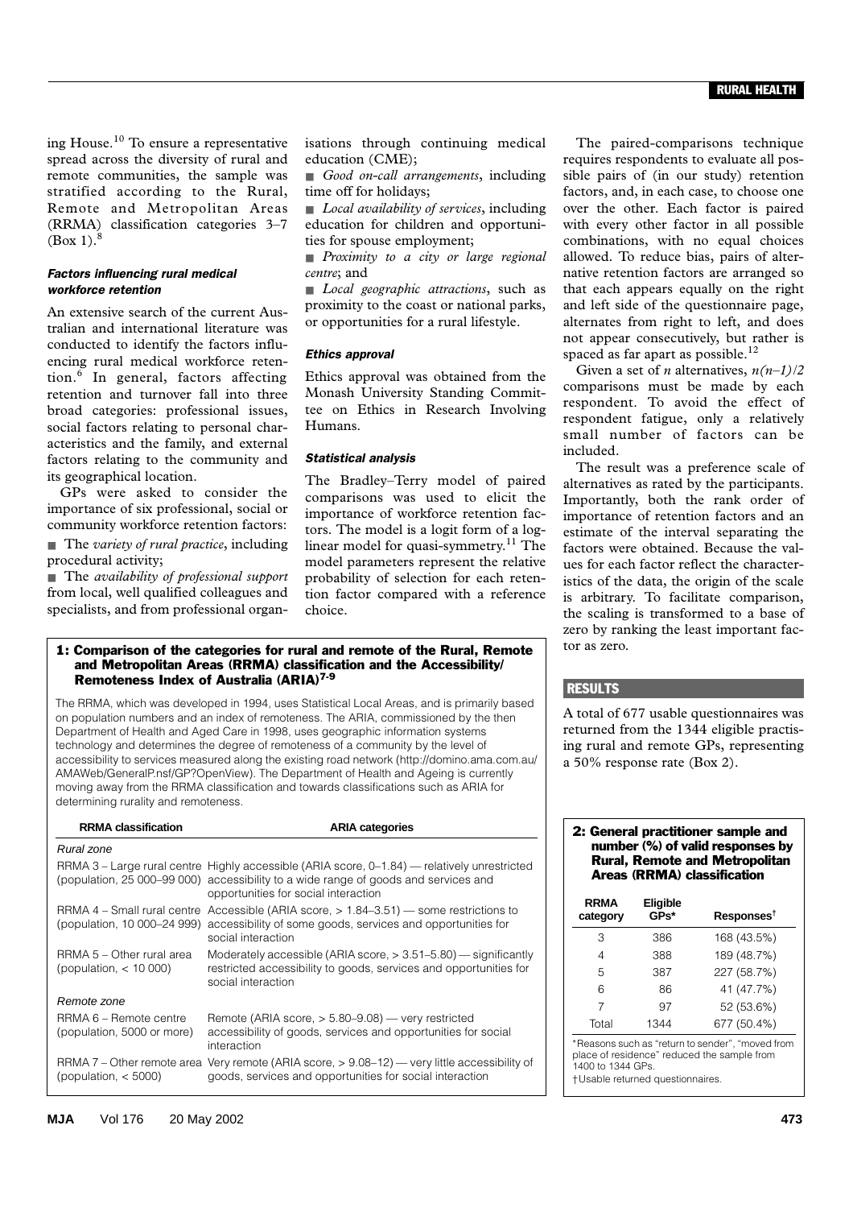ing House.[10] To ensure a representative spread across the diversity of rural and remote communities, the sample was stratified according to the Rural, Remote and Metropolitan Areas (RRMA) classification categories 3–7 (Box 1).[8]

### *Factors influencing rural medical workforce retention*

An extensive search of the current Australian and international literature was conducted to identify the factors influencing rural medical workforce retention.[6] In general, factors affecting retention and turnover fall into three broad categories: professional issues, social factors relating to personal characteristics and the family, and external factors relating to the community and its geographical location.

GPs were asked to consider the importance of six professional, social or community workforce retention factors:

- The *variety of rural practice*, including procedural activity;
- The *availability of professional support* from local, well qualified colleagues and specialists, and from professional organisations through continuing medical education (CME);
- *Good on-call arrangements*, including time off for holidays;
- *Local availability of services*, including education for children and opportunities for spouse employment;
- *Proximity to a city or large regional centre*; and
- *Local geographic attractions*, such as proximity to the coast or national parks, or opportunities for a rural lifestyle.

### *Ethics approval*

Ethics approval was obtained from the Monash University Standing Committee on Ethics in Research Involving Humans.

### *Statistical analysis*

The Bradley–Terry model of paired comparisons was used to elicit the importance of workforce retention factors. The model is a logit form of a log-linear model for quasi-symmetry.[11] The model parameters represent the relative probability of selection for each retention factor compared with a reference choice.

The paired-comparisons technique requires respondents to evaluate all possible pairs of (in our study) retention factors, and, in each case, to choose one over the other. Each factor is paired with every other factor in all possible combinations, with no equal choices allowed. To reduce bias, pairs of alternative retention factors are arranged so that each appears equally on the right and left side of the questionnaire page, alternates from right to left, and does not appear consecutively, but rather is spaced as far apart as possible.[12]

Given a set of $n$ alternatives, $n(n-1)/2$ comparisons must be made by each respondent. To avoid the effect of respondent fatigue, only a relatively small number of factors can be included.

The result was a preference scale of alternatives as rated by the participants. Importantly, both the rank order of importance of retention factors and an estimate of the interval separating the factors were obtained. Because the values for each factor reflect the characteristics of the data, the origin of the scale is arbitrary. To facilitate comparison, the scaling is transformed to a base of zero by ranking the least important factor as zero.

**1: Comparison of the categories for rural and remote of the Rural, Remote and Metropolitan Areas (RRMA) classification and the Accessibility/Remoteness Index of Australia (ARIA)[7-9]**

The RRMA, which was developed in 1994, uses Statistical Local Areas, and is primarily based on population numbers and an index of remoteness. The ARIA, commissioned by the then Department of Health and Aged Care in 1998, uses geographic information systems technology and determines the degree of remoteness of a community by the level of accessibility to services measured along the existing road network (http://domino.ama.com.au/AMAWeb/GeneralP.nsf/GP?OpenView). The Department of Health and Ageing is currently moving away from the RRMA classification and towards classifications such as ARIA for determining rurality and remoteness.

| RRMA classification | ARIA categories |
|---|---|
| *Rural zone* | |
| RRMA 3 – Large rural centre (population, 25 000–99 000) | Highly accessible (ARIA score, 0–1.84) — relatively unrestricted accessibility to a wide range of goods and services and opportunities for social interaction |
| RRMA 4 – Small rural centre (population, 10 000–24 999) | Accessible (ARIA score, > 1.84–3.51) — some restrictions to accessibility of some goods, services and opportunities for social interaction |
| RRMA 5 – Other rural area (population, < 10 000) | Moderately accessible (ARIA score, > 3.51–5.80) — significantly restricted accessibility to goods, services and opportunities for social interaction |
| *Remote zone* | |
| RRMA 6 – Remote centre (population, 5000 or more) | Remote (ARIA score, > 5.80–9.08) — very restricted accessibility of goods, services and opportunities for social interaction |
| RRMA 7 – Other remote area (population, < 5000) | Very remote (ARIA score, > 9.08–12) — very little accessibility of goods, services and opportunities for social interaction |

## RESULTS

A total of 677 usable questionnaires was returned from the 1344 eligible practising rural and remote GPs, representing a 50% response rate (Box 2).

**2: General practitioner sample and number (%) of valid responses by Rural, Remote and Metropolitan Areas (RRMA) classification**

| RRMA category | Eligible GPs* | Responses† |
|---|---|---|
| 3 | 386 | 168 (43.5%) |
| 4 | 388 | 189 (48.7%) |
| 5 | 387 | 227 (58.7%) |
| 6 | 86 | 41 (47.7%) |
| 7 | 97 | 52 (53.6%) |
| Total | 1344 | 677 (50.4%) |

*Reasons such as "return to sender", "moved from place of residence" reduced the sample from 1400 to 1344 GPs.
†Usable returned questionnaires.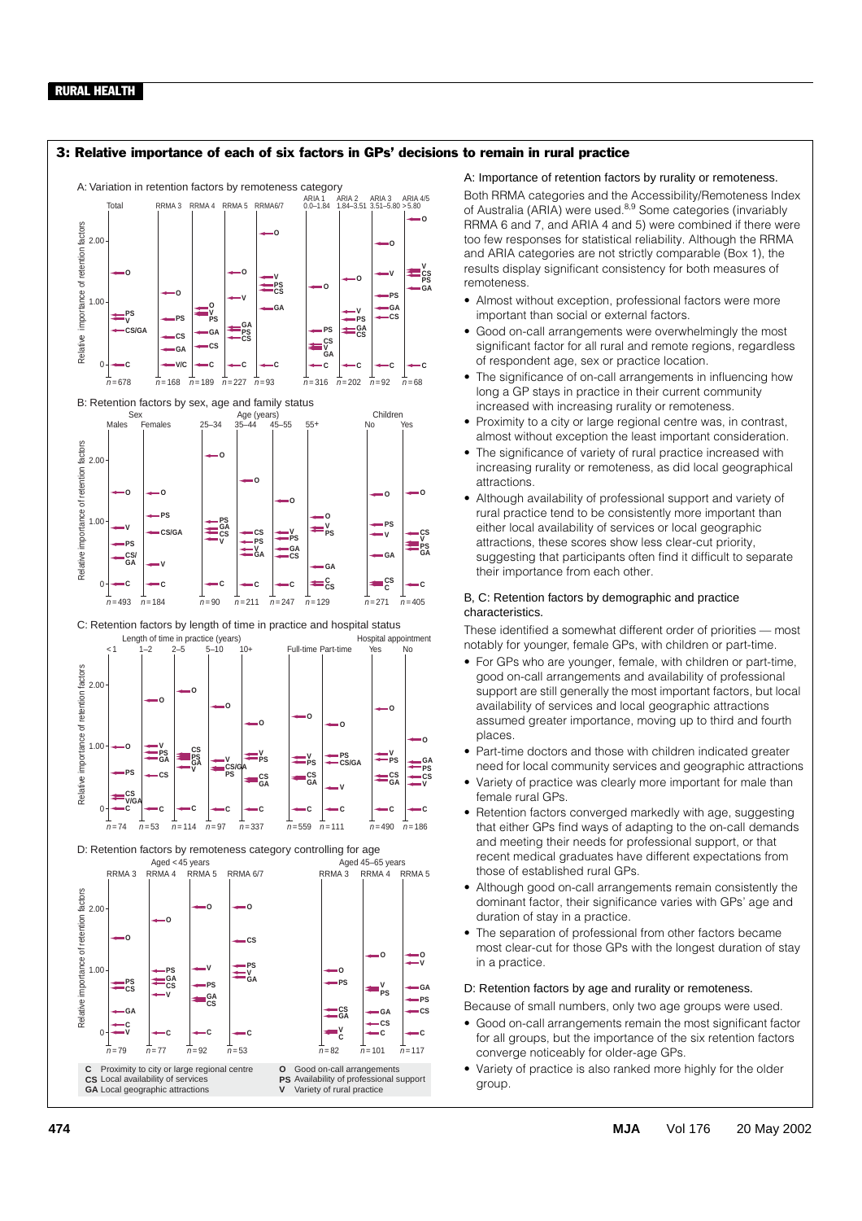## 3: Relative importance of each of six factors in GPs' decisions to remain in rural practice

A: Variation in retention factors by remoteness category

Total | RRMA 3 | RRMA 4 | RRMA 5 | RRMA6/7 | ARIA 1 0.0–1.84 | ARIA 2 1.84–3.51 | ARIA 3 3.51–5.80 | ARIA 4/5 >5.80

Relative importance of retention factors

n = 678 | n = 168 | n = 189 | n = 227 | n = 93 | n = 316 | n = 202 | n = 92 | n = 68

B: Retention factors by sex, age and family status

Sex: Males, Females | Age (years): 25–34, 35–44, 45–55, 55+ | Children: No, Yes

n = 493 | n = 184 | n = 90 | n = 211 | n = 247 | n = 129 | n = 271 | n = 405

C: Retention factors by length of time in practice and hospital status

Length of time in practice (years): < 1, 1–2, 2–5, 5–10, 10+ | Full-time, Part-time | Hospital appointment: Yes, No

n = 74 | n = 53 | n = 114 | n = 97 | n = 337 | n = 559 | n = 111 | n = 490 | n = 186

D: Retention factors by remoteness category controlling for age

Aged < 45 years: RRMA 3, RRMA 4, RRMA 5, RRMA 6/7 | Aged 45–65 years: RRMA 3, RRMA 4, RRMA 5

n = 79 | n = 77 | n = 92 | n = 53 | n = 82 | n = 101 | n = 117

**C** Proximity to city or large regional centre
**CS** Local availability of services
**GA** Local geographic attractions
**O** Good on-call arrangements
**PS** Availability of professional support
**V** Variety of rural practice

### A: Importance of retention factors by rurality or remoteness.

Both RRMA categories and the Accessibility/Remoteness Index of Australia (ARIA) were used.[8,9] Some categories (invariably RRMA 6 and 7, and ARIA 4 and 5) were combined if there were too few responses for statistical reliability. Although the RRMA and ARIA categories are not strictly comparable (Box 1), the results display significant consistency for both measures of remoteness.

- Almost without exception, professional factors were more important than social or external factors.
- Good on-call arrangements were overwhelmingly the most significant factor for all rural and remote regions, regardless of respondent age, sex or practice location.
- The significance of on-call arrangements in influencing how long a GP stays in practice in their current community increased with increasing rurality or remoteness.
- Proximity to a city or large regional centre was, in contrast, almost without exception the least important consideration.
- The significance of variety of rural practice increased with increasing rurality or remoteness, as did local geographical attractions.
- Although availability of professional support and variety of rural practice tend to be consistently more important than either local availability of services or local geographic attractions, these scores show less clear-cut priority, suggesting that participants often find it difficult to separate their importance from each other.

### B, C: Retention factors by demographic and practice characteristics.

These identified a somewhat different order of priorities — most notably for younger, female GPs, with children or part-time.

- For GPs who are younger, female, with children or part-time, good on-call arrangements and availability of professional support are still generally the most important factors, but local availability of services and local geographic attractions assumed greater importance, moving up to third and fourth places.
- Part-time doctors and those with children indicated greater need for local community services and geographic attractions
- Variety of rural practice was clearly more important for male than female rural GPs.
- Retention factors converged markedly with age, suggesting that either GPs find ways of adapting to the on-call demands and meeting their needs for professional support, or that recent medical graduates have different expectations from those of established rural GPs.
- Although good on-call arrangements remain consistently the dominant factor, their significance varies with GPs' age and duration of stay in a practice.
- The separation of professional from other factors became most clear-cut for those GPs with the longest duration of stay in a practice.

### D: Retention factors by age and rurality or remoteness.

Because of small numbers, only two age groups were used.

- Good on-call arrangements remain the most significant factor for all groups, but the importance of the six retention factors converge noticeably for older-age GPs.
- Variety of practice is also ranked more highly for the older group.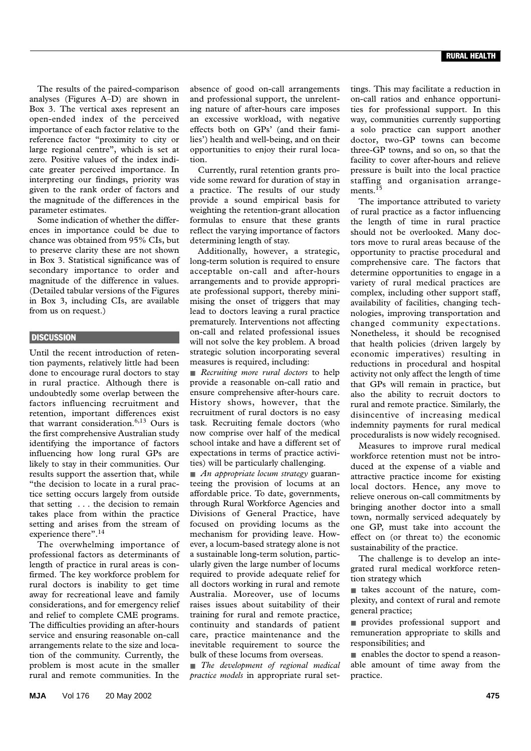The results of the paired-comparison analyses (Figures A–D) are shown in Box 3. The vertical axes represent an open-ended index of the perceived importance of each factor relative to the reference factor "proximity to city or large regional centre", which is set at zero. Positive values of the index indicate greater perceived importance. In interpreting our findings, priority was given to the rank order of factors and the magnitude of the differences in the parameter estimates.

Some indication of whether the differences in importance could be due to chance was obtained from 95% CIs, but to preserve clarity these are not shown in Box 3. Statistical significance was of secondary importance to order and magnitude of the difference in values. (Detailed tabular versions of the Figures in Box 3, including CIs, are available from us on request.)

## DISCUSSION

Until the recent introduction of retention payments, relatively little had been done to encourage rural doctors to stay in rural practice. Although there is undoubtedly some overlap between the factors influencing recruitment and retention, important differences exist that warrant consideration.[6,13] Ours is the first comprehensive Australian study identifying the importance of factors influencing how long rural GPs are likely to stay in their communities. Our results support the assertion that, while "the decision to locate in a rural practice setting occurs largely from outside that setting . . . the decision to remain takes place from within the practice setting and arises from the stream of experience there".[14]

The overwhelming importance of professional factors as determinants of length of practice in rural areas is confirmed. The key workforce problem for rural doctors is inability to get time away for recreational leave and family considerations, and for emergency relief and relief to complete CME programs. The difficulties providing an after-hours service and ensuring reasonable on-call arrangements relate to the size and location of the community. Currently, the problem is most acute in the smaller rural and remote communities. In the absence of good on-call arrangements and professional support, the unrelenting nature of after-hours care imposes an excessive workload, with negative effects both on GPs' (and their families') health and well-being, and on their opportunities to enjoy their rural location.

Currently, rural retention grants provide some reward for duration of stay in a practice. The results of our study provide a sound empirical basis for weighting the retention-grant allocation formulas to ensure that these grants reflect the varying importance of factors determining length of stay.

Additionally, however, a strategic, long-term solution is required to ensure acceptable on-call and after-hours arrangements and to provide appropriate professional support, thereby minimising the onset of triggers that may lead to doctors leaving a rural practice prematurely. Interventions not affecting on-call and related professional issues will not solve the key problem. A broad strategic solution incorporating several measures is required, including:

- *Recruiting more rural doctors* to help provide a reasonable on-call ratio and ensure comprehensive after-hours care. History shows, however, that the recruitment of rural doctors is no easy task. Recruiting female doctors (who now comprise over half of the medical school intake and have a different set of expectations in terms of practice activities) will be particularly challenging.
- *An appropriate locum strategy* guaranteeing the provision of locums at an affordable price. To date, governments, through Rural Workforce Agencies and Divisions of General Practice, have focused on providing locums as the mechanism for providing leave. However, a locum-based strategy alone is not a sustainable long-term solution, particularly given the large number of locums required to provide adequate relief for all doctors working in rural and remote Australia. Moreover, use of locums raises issues about suitability of their training for rural and remote practice, continuity and standards of patient care, practice maintenance and the inevitable requirement to source the bulk of these locums from overseas.
- *The development of regional medical practice models* in appropriate rural settings. This may facilitate a reduction in on-call ratios and enhance opportunities for professional support. In this way, communities currently supporting a solo practice can support another doctor, two-GP towns can become three-GP towns, and so on, so that the facility to cover after-hours and relieve pressure is built into the local practice staffing and organisation arrangements.[15]

The importance attributed to variety of rural practice as a factor influencing the length of time in rural practice should not be overlooked. Many doctors move to rural areas because of the opportunity to practise procedural and comprehensive care. The factors that determine opportunities to engage in a variety of rural medical practices are complex, including other support staff, availability of facilities, changing technologies, improving transportation and changed community expectations. Nonetheless, it should be recognised that health policies (driven largely by economic imperatives) resulting in reductions in procedural and hospital activity not only affect the length of time that GPs will remain in practice, but also the ability to recruit doctors to rural and remote practice. Similarly, the disincentive of increasing medical indemnity payments for rural medical proceduralists is now widely recognised.

Measures to improve rural medical workforce retention must not be introduced at the expense of a viable and attractive practice income for existing local doctors. Hence, any move to relieve onerous on-call commitments by bringing another doctor into a small town, normally serviced adequately by one GP, must take into account the effect on (or threat to) the economic sustainability of the practice.

The challenge is to develop an integrated rural medical workforce retention strategy which

- takes account of the nature, complexity, and context of rural and remote general practice;
- provides professional support and remuneration appropriate to skills and responsibilities; and
- enables the doctor to spend a reasonable amount of time away from the practice.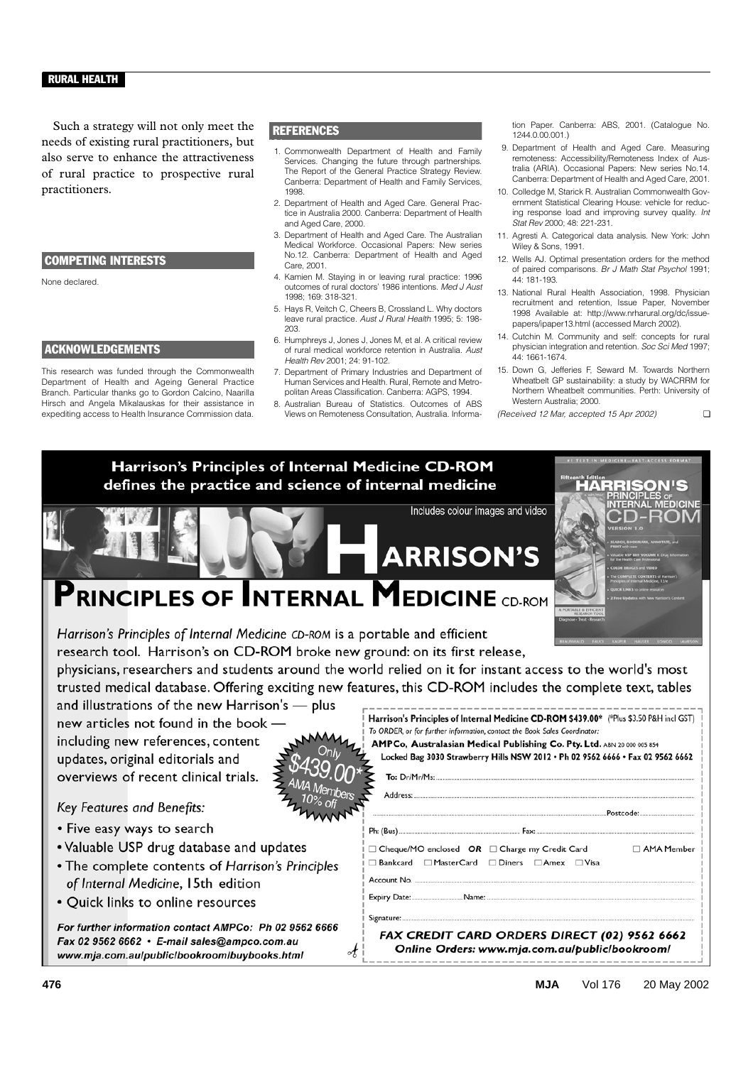Such a strategy will not only meet the needs of existing rural practitioners, but also serve to enhance the attractiveness of rural practice to prospective rural practitioners.

## COMPETING INTERESTS

None declared.

## ACKNOWLEDGEMENTS

This research was funded through the Commonwealth Department of Health and Ageing General Practice Branch. Particular thanks go to Gordon Calcino, Naarilla Hirsch and Angela Mikalauskas for their assistance in expediting access to Health Insurance Commission data.

## REFERENCES

1. Commonwealth Department of Health and Family Services. Changing the future through partnerships. The Report of the General Practice Strategy Review. Canberra: Department of Health and Family Services, 1998.
2. Department of Health and Aged Care. General Practice in Australia 2000. Canberra: Department of Health and Aged Care, 2000.
3. Department of Health and Aged Care. The Australian Medical Workforce. Occasional Papers: New series No.12. Canberra: Department of Health and Aged Care, 2001.
4. Kamien M. Staying in or leaving rural practice: 1996 outcomes of rural doctors' 1986 intentions. *Med J Aust* 1998; 169: 318-321.
5. Hays R, Veitch C, Cheers B, Crossland L. Why doctors leave rural practice. *Aust J Rural Health* 1995; 5: 198-203.
6. Humphreys J, Jones J, Jones M, et al. A critical review of rural medical workforce retention in Australia. *Aust Health Rev* 2001; 24: 91-102.
7. Department of Primary Industries and Department of Human Services and Health. Rural, Remote and Metropolitan Areas Classification. Canberra: AGPS, 1994.
8. Australian Bureau of Statistics. Outcomes of ABS Views on Remoteness Consultation, Australia. Information Paper. Canberra: ABS, 2001. (Catalogue No. 1244.0.00.001.)
9. Department of Health and Aged Care. Measuring remoteness: Accessibility/Remoteness Index of Australia (ARIA). Occasional Papers: New series No.14. Canberra: Department of Health and Aged Care, 2001.
10. Colledge M, Starick R. Australian Commonwealth Government Statistical Clearing House: vehicle for reducing response load and improving survey quality. *Int Stat Rev* 2000; 48: 221-231.
11. Agresti A. Categorical data analysis. New York: John Wiley & Sons, 1991.
12. Wells AJ. Optimal presentation orders for the method of paired comparisons. *Br J Math Stat Psychol* 1991; 44: 181-193.
13. National Rural Health Association, 1998. Physician recruitment and retention, Issue Paper, November 1998 Available at: http://www.nrharural.org/dc/issuepapers/ipaper13.html (accessed March 2002).
14. Cutchin M. Community and self: concepts for rural physician integration and retention. *Soc Sci Med* 1997; 44: 1661-1674.
15. Down G, Jefferies F, Seward M. Towards Northern Wheatbelt GP sustainability: a study by WACRRM for Northern Wheatbelt communities. Perth: University of Western Australia; 2000.

*(Received 12 Mar, accepted 15 Apr 2002)*

Harrison's Principles of Internal Medicine CD-ROM defines the practice and science of internal medicine

Includes colour images and video

# HARRISON'S PRINCIPLES OF INTERNAL MEDICINE CD-ROM

*Harrison's Principles of Internal Medicine CD-ROM* is a portable and efficient research tool. Harrison's on CD-ROM broke new ground: on its first release, physicians, researchers and students around the world relied on it for instant access to the world's most trusted medical database. Offering exciting new features, this CD-ROM includes the complete text, tables and illustrations of the new Harrison's — plus new articles not found in the book — including new references, content updates, original editorials and overviews of recent clinical trials.

Only $439.00* AMA Members 10% off

*Key Features and Benefits:*

- Five easy ways to search
- Valuable USP drug database and updates
- The complete contents of *Harrison's Principles of Internal Medicine*, 15th edition
- Quick links to online resources

***For further information contact AMPCo: Ph 02 9562 6666 Fax 02 9562 6662 • E-mail sales@ampco.com.au www.mja.com.au/public/bookroom/buybooks.html***

**Harrison's Principles of Internal Medicine CD-ROM $439.00*** (*Plus $3.50 P&H incl GST)

*To ORDER, or for further information, contact the Book Sales Coordinator:*

**AMPCo, Australasian Medical Publishing Co. Pty. Ltd.** ABN 20 000 005 854

**Locked Bag 3030 Strawberry Hills NSW 2012 • Ph 02 9562 6666 • Fax 02 9562 6662**

**To:** Dr/Mr/Ms: ..........

Address: ..........

..........Postcode: ..........

Ph: (Bus).......... Fax: ..........

☐ Cheque/MO enclosed **OR** ☐ Charge my Credit Card ☐ AMA Member

☐ Bankcard ☐ MasterCard ☐ Diners ☐ Amex ☐ Visa

Account No. ..........

Expiry Date: .......... Name: ..........

Signature: ..........

***FAX CREDIT CARD ORDERS DIRECT (02) 9562 6662***

***Online Orders: www.mja.com.au/public/bookroom/***